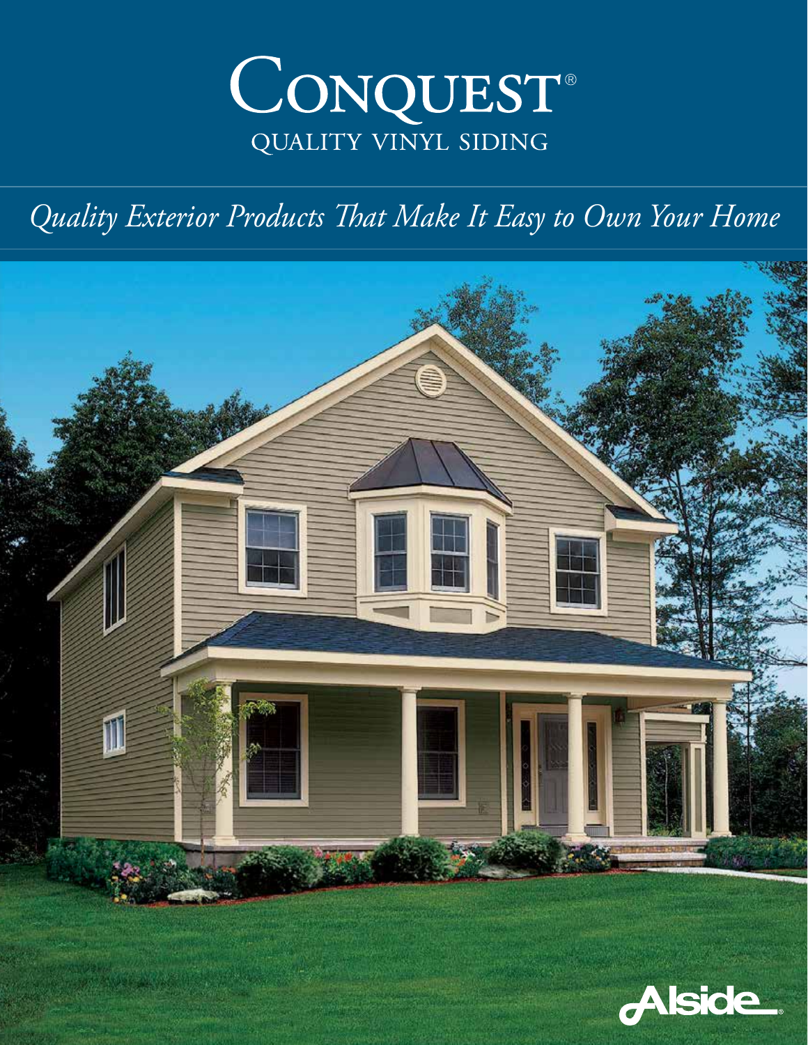# Conquest®

## QUALITY VINYL SIDING

*Quality Exterior Products That Make It Easy to Own Your Home*

Alside®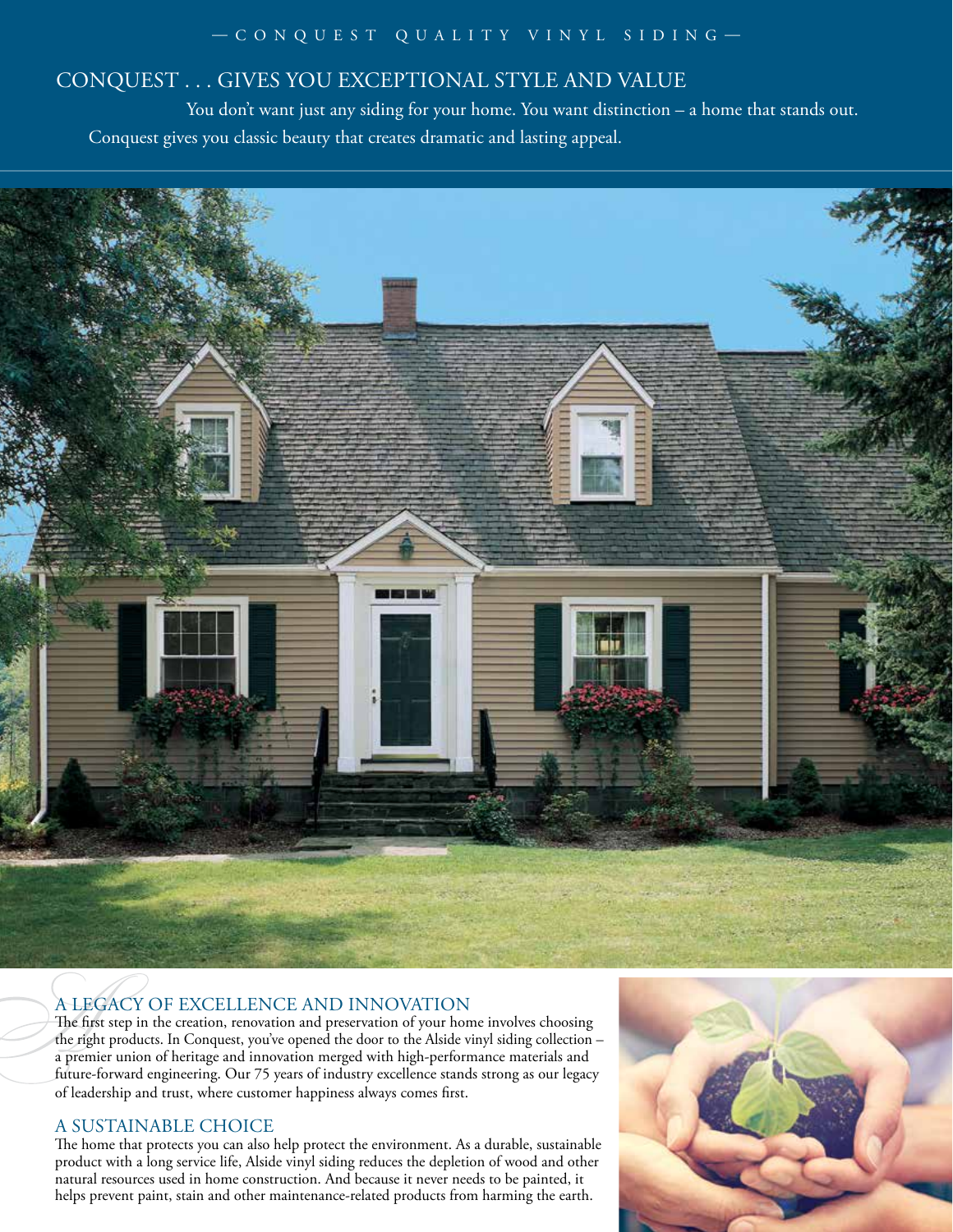— CONQUEST QUALITY VINYL SIDING —

# CONQUEST . . . GIVES YOU EXCEPTIONAL STYLE AND VALUE

You don't want just any siding for your home. You want distinction – a home that stands out. Conquest gives you classic beauty that creates dramatic and lasting appeal.

## A LEGACY OF EXCELLENCE AND INNOVATION

The first step in the creation, renovation and preservation of your home involves choosing the right products. In Conquest, you've opened the door to the Alside vinyl siding collection – a premier union of heritage and innovation merged with high-performance materials and future-forward engineering. Our 75 years of industry excellence stands strong as our legacy of leadership and trust, where customer happiness always comes first.

## A SUSTAINABLE CHOICE

The home that protects you can also help protect the environment. As a durable, sustainable product with a long service life, Alside vinyl siding reduces the depletion of wood and other natural resources used in home construction. And because it never needs to be painted, it helps prevent paint, stain and other maintenance-related products from harming the earth.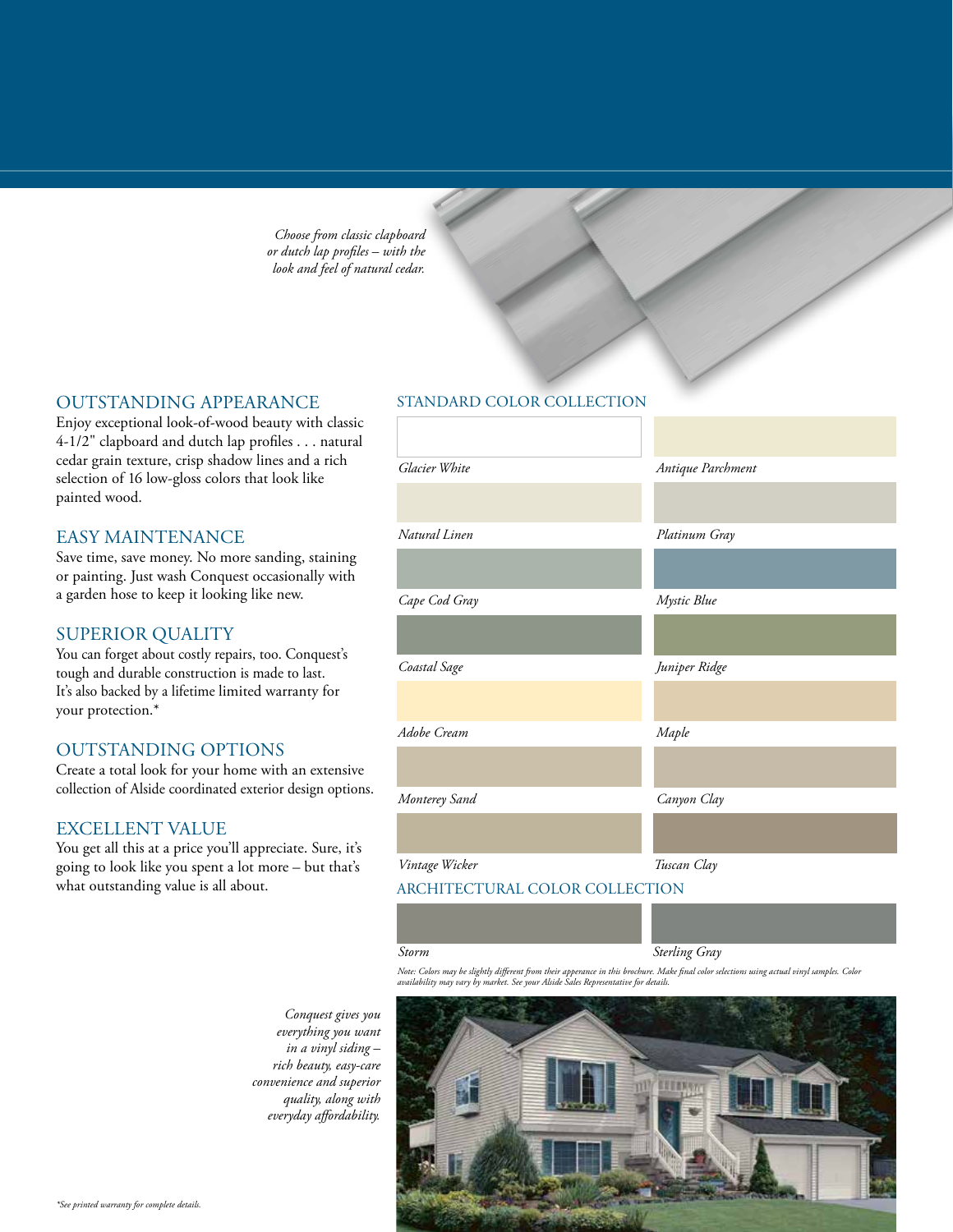*Choose from classic clapboard or dutch lap profiles – with the look and feel of natural cedar.*

## OUTSTANDING APPEARANCE

Enjoy exceptional look-of-wood beauty with classic 4-1/2" clapboard and dutch lap profiles . . . natural cedar grain texture, crisp shadow lines and a rich selection of 16 low-gloss colors that look like painted wood.

## EASY MAINTENANCE

Save time, save money. No more sanding, staining or painting. Just wash Conquest occasionally with a garden hose to keep it looking like new.

## SUPERIOR QUALITY

You can forget about costly repairs, too. Conquest's tough and durable construction is made to last. It's also backed by a lifetime limited warranty for your protection.*

## OUTSTANDING OPTIONS

Create a total look for your home with an extensive collection of Alside coordinated exterior design options.

## EXCELLENT VALUE

You get all this at a price you'll appreciate. Sure, it's going to look like you spent a lot more – but that's what outstanding value is all about.

## STANDARD COLOR COLLECTION

*Glacier White*

*Antique Parchment*

*Natural Linen*

*Platinum Gray*

*Cape Cod Gray*

*Mystic Blue*

*Coastal Sage*

*Juniper Ridge*

*Adobe Cream*

*Maple*

*Monterey Sand*

*Canyon Clay*

*Vintage Wicker*

*Tuscan Clay*

## ARCHITECTURAL COLOR COLLECTION

*Storm*

*Sterling Gray*

*Note: Colors may be slightly different from their apperance in this brochure. Make final color selections using actual vinyl samples. Color availability may vary by market. See your Alside Sales Representative for details.*

*Conquest gives you everything you want in a vinyl siding – rich beauty, easy-care convenience and superior quality, along with everyday affordability.*

*See printed warranty for complete details.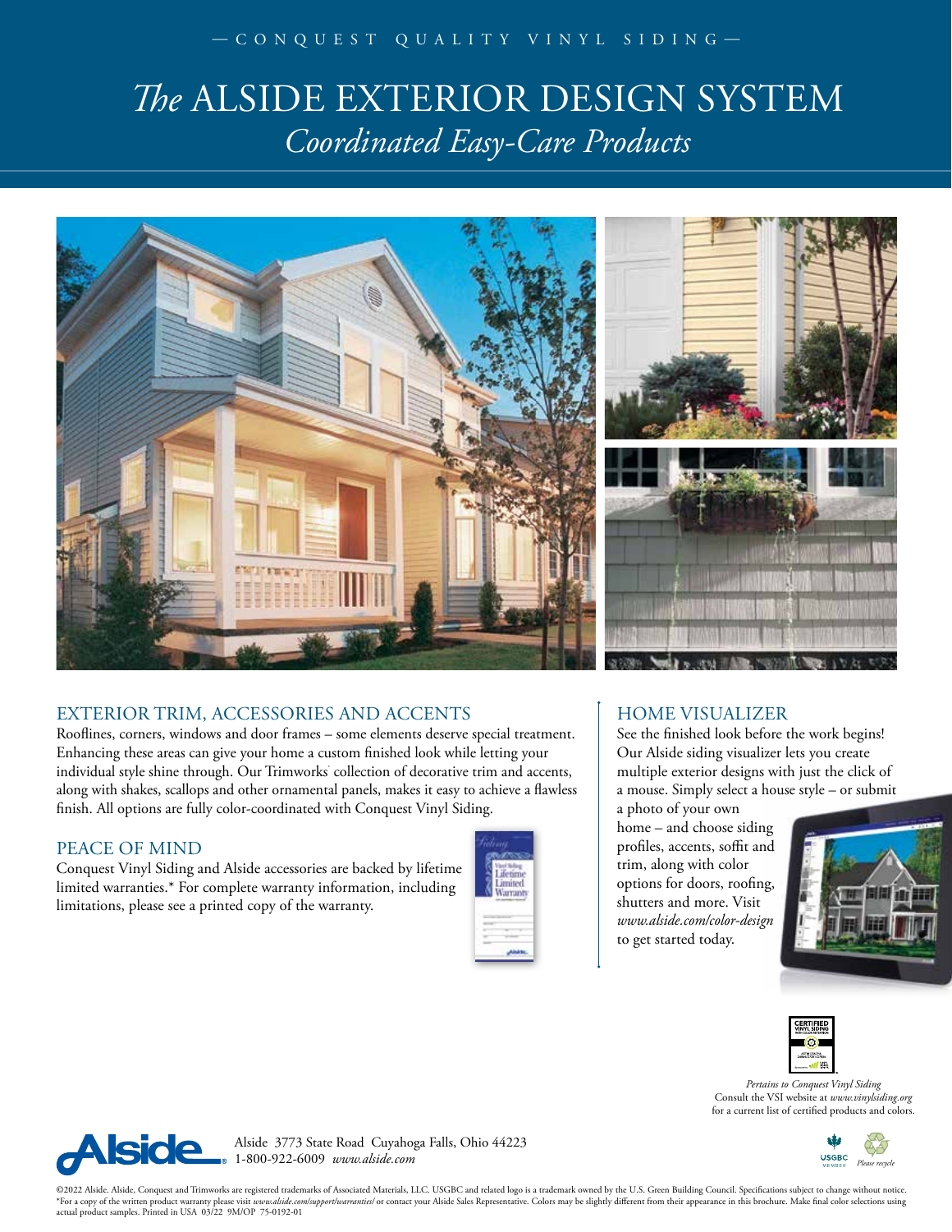— CONQUEST QUALITY VINYL SIDING —

# *The* ALSIDE EXTERIOR DESIGN SYSTEM

## *Coordinated Easy-Care Products*

## EXTERIOR TRIM, ACCESSORIES AND ACCENTS

Rooflines, corners, windows and door frames – some elements deserve special treatment. Enhancing these areas can give your home a custom finished look while letting your individual style shine through. Our Trimworks® collection of decorative trim and accents, along with shakes, scallops and other ornamental panels, makes it easy to achieve a flawless finish. All options are fully color-coordinated with Conquest Vinyl Siding.

## PEACE OF MIND

Conquest Vinyl Siding and Alside accessories are backed by lifetime limited warranties.* For complete warranty information, including limitations, please see a printed copy of the warranty.

## HOME VISUALIZER

See the finished look before the work begins! Our Alside siding visualizer lets you create multiple exterior designs with just the click of a mouse. Simply select a house style – or submit a photo of your own home – and choose siding profiles, accents, soffit and trim, along with color options for doors, roofing, shutters and more. Visit *www.alside.com/color-design* to get started today.

*Pertains to Conquest Vinyl Siding*
Consult the VSI website at *www.vinylsiding.org* for a current list of certified products and colors.

Alside 3773 State Road Cuyahoga Falls, Ohio 44223
1-800-922-6009 *www.alside.com*

*Please recycle*

©2022 Alside. Alside, Conquest and Trimworks are registered trademarks of Associated Materials, LLC. USGBC and related logo is a trademark owned by the U.S. Green Building Council. Specifications subject to change without notice.
*For a copy of the written product warranty please visit *www.alside.com/support/warranties/* or contact your Alside Sales Representative. Colors may be slightly different from their appearance in this brochure. Make final color selections using actual product samples. Printed in USA 03/22 9M/OP 75-0192-01